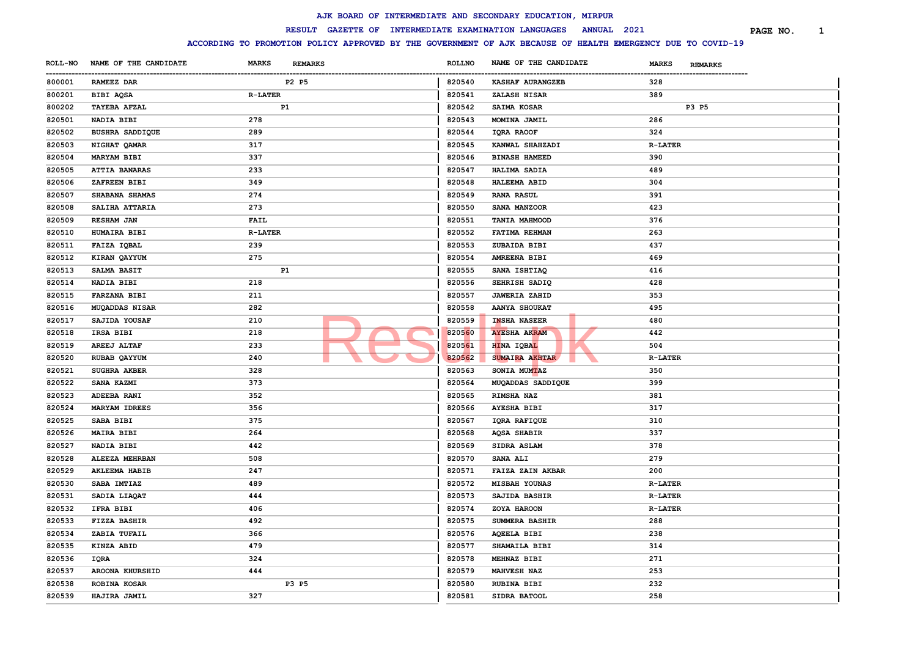# AJK BOARD OF INTERMEDIATE AND SECONDARY EDUCATION, MIRPUR

## RESULT GAZETTE OF INTERMEDIATE EXAMINATION LANGUAGES ANNUAL 2021

ACCORDING TO PROMOTION POLICY APPROVED BY THE GOVERNMENT OF AJK BECAUSE OF HEALTH EMERGENCY DUE TO COVID-19

| ROLL-NO | NAME OF THE CANDIDATE | MARKS | REMARKS |
|---|---|---|---|
| 800001 | RAMEEZ DAR | | P2 P5 |
| 800201 | BIBI AQSA | R-LATER | |
| 800202 | TAYEBA AFZAL | | P1 |
| 820501 | NADIA BIBI | 278 | |
| 820502 | BUSHRA SADDIQUE | 289 | |
| 820503 | NIGHAT QAMAR | 317 | |
| 820504 | MARYAM BIBI | 337 | |
| 820505 | ATTIA BANARAS | 233 | |
| 820506 | ZAFREEN BIBI | 349 | |
| 820507 | SHABANA SHAMAS | 274 | |
| 820508 | SALIHA ATTARIA | 273 | |
| 820509 | RESHAM JAN | FAIL | |
| 820510 | HUMAIRA BIBI | R-LATER | |
| 820511 | FAIZA IQBAL | 239 | |
| 820512 | KIRAN QAYYUM | 275 | |
| 820513 | SALMA BASIT | | P1 |
| 820514 | NADIA BIBI | 218 | |
| 820515 | FARZANA BIBI | 211 | |
| 820516 | MUQADDAS NISAR | 282 | |
| 820517 | SAJIDA YOUSAF | 210 | |
| 820518 | IRSA BIBI | 218 | |
| 820519 | AREEJ ALTAF | 233 | |
| 820520 | RUBAB QAYYUM | 240 | |
| 820521 | SUGHRA AKBER | 328 | |
| 820522 | SANA KAZMI | 373 | |
| 820523 | ADEEBA RANI | 352 | |
| 820524 | MARYAM IDREES | 356 | |
| 820525 | SABA BIBI | 375 | |
| 820526 | MAIRA BIBI | 264 | |
| 820527 | NADIA BIBI | 442 | |
| 820528 | ALEEZA MEHRBAN | 508 | |
| 820529 | AKLEEMA HABIB | 247 | |
| 820530 | SABA IMTIAZ | 489 | |
| 820531 | SADIA LIAQAT | 444 | |
| 820532 | IFRA BIBI | 406 | |
| 820533 | FIZZA BASHIR | 492 | |
| 820534 | ZABIA TUFAIL | 366 | |
| 820535 | KINZA ABID | 479 | |
| 820536 | IQRA | 324 | |
| 820537 | AROONA KHURSHID | 444 | |
| 820538 | ROBINA KOSAR | | P3 P5 |
| 820539 | HAJIRA JAMIL | 327 | |
| 820540 | KASHAF AURANGZEB | 328 | |
| 820541 | ZALASH NISAR | 389 | |
| 820542 | SAIMA KOSAR | | P3 P5 |
| 820543 | MOMINA JAMIL | 286 | |
| 820544 | IQRA RAOOF | 324 | |
| 820545 | KANWAL SHAHZADI | R-LATER | |
| 820546 | BINASH HAMEED | 390 | |
| 820547 | HALIMA SADIA | 489 | |
| 820548 | HALEEMA ABID | 304 | |
| 820549 | RANA RASUL | 391 | |
| 820550 | SANA MANZOOR | 423 | |
| 820551 | TANIA MAHMOOD | 376 | |
| 820552 | FATIMA REHMAN | 263 | |
| 820553 | ZUBAIDA BIBI | 437 | |
| 820554 | AMREENA BIBI | 469 | |
| 820555 | SANA ISHTIAQ | 416 | |
| 820556 | SEHRISH SADIQ | 428 | |
| 820557 | JAWERIA ZAHID | 353 | |
| 820558 | AANYA SHOUKAT | 495 | |
| 820559 | INSHA NASEER | 480 | |
| 820560 | AYESHA AKRAM | 442 | |
| 820561 | HINA IQBAL | 504 | |
| 820562 | SUMAIRA AKHTAR | R-LATER | |
| 820563 | SONIA MUMTAZ | 350 | |
| 820564 | MUQADDAS SADDIQUE | 399 | |
| 820565 | RIMSHA NAZ | 381 | |
| 820566 | AYESHA BIBI | 317 | |
| 820567 | IQRA RAFIQUE | 310 | |
| 820568 | AQSA SHABIR | 337 | |
| 820569 | SIDRA ASLAM | 378 | |
| 820570 | SANA ALI | 279 | |
| 820571 | FAIZA ZAIN AKBAR | 200 | |
| 820572 | MISBAH YOUNAS | R-LATER | |
| 820573 | SAJIDA BASHIR | R-LATER | |
| 820574 | ZOYA HAROON | R-LATER | |
| 820575 | SUMMERA BASHIR | 288 | |
| 820576 | AQEELA BIBI | 238 | |
| 820577 | SHAMAILA BIBI | 314 | |
| 820578 | MEHNAZ BIBI | 271 | |
| 820579 | MAHVESH NAZ | 253 | |
| 820580 | RUBINA BIBI | 232 | |
| 820581 | SIDRA BATOOL | 258 | |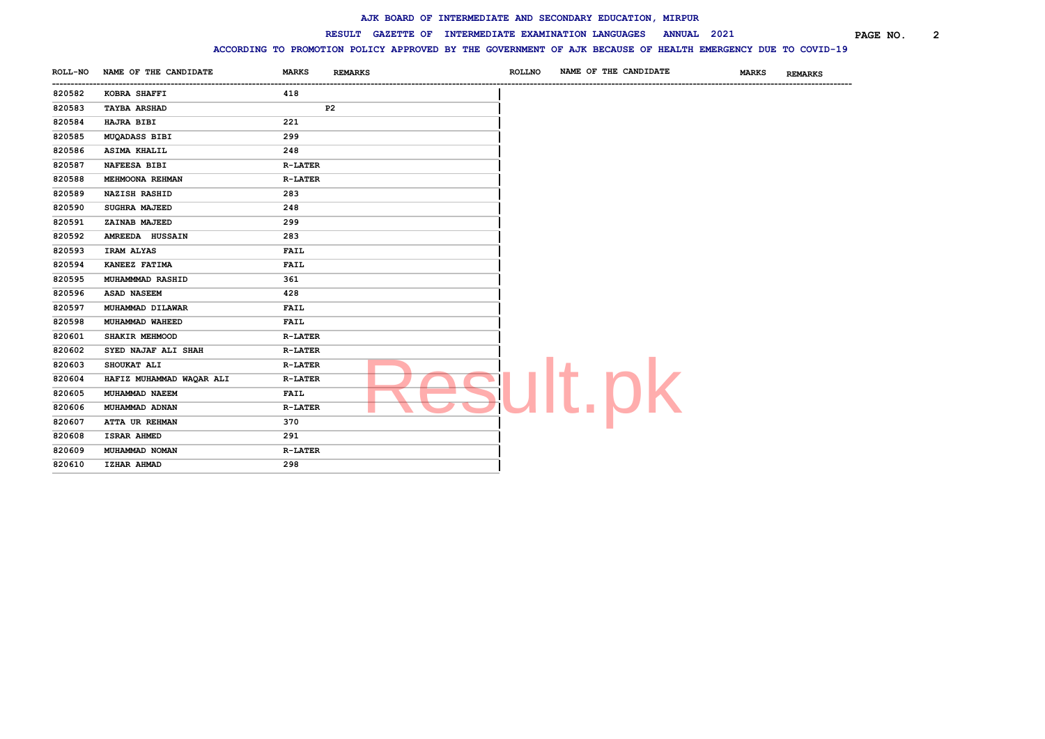# AJK BOARD OF INTERMEDIATE AND SECONDARY EDUCATION, MIRPUR

## RESULT GAZETTE OF INTERMEDIATE EXAMINATION LANGUAGES ANNUAL 2021

### ACCORDING TO PROMOTION POLICY APPROVED BY THE GOVERNMENT OF AJK BECAUSE OF HEALTH EMERGENCY DUE TO COVID-19

| ROLL-NO | NAME OF THE CANDIDATE | MARKS | REMARKS |
|---|---|---|---|
| 820582 | KOBRA SHAFFI | 418 | |
| 820583 | TAYBA ARSHAD | | P2 |
| 820584 | HAJRA BIBI | 221 | |
| 820585 | MUQADASS BIBI | 299 | |
| 820586 | ASIMA KHALIL | 248 | |
| 820587 | NAFEESA BIBI | R-LATER | |
| 820588 | MEHMOONA REHMAN | R-LATER | |
| 820589 | NAZISH RASHID | 283 | |
| 820590 | SUGHRA MAJEED | 248 | |
| 820591 | ZAINAB MAJEED | 299 | |
| 820592 | AMREEDA HUSSAIN | 283 | |
| 820593 | IRAM ALYAS | FAIL | |
| 820594 | KANEEZ FATIMA | FAIL | |
| 820595 | MUHAMMMAD RASHID | 361 | |
| 820596 | ASAD NASEEM | 428 | |
| 820597 | MUHAMMAD DILAWAR | FAIL | |
| 820598 | MUHAMMAD WAHEED | FAIL | |
| 820601 | SHAKIR MEHMOOD | R-LATER | |
| 820602 | SYED NAJAF ALI SHAH | R-LATER | |
| 820603 | SHOUKAT ALI | R-LATER | |
| 820604 | HAFIZ MUHAMMAD WAQAR ALI | R-LATER | |
| 820605 | MUHAMMAD NAEEM | FAIL | |
| 820606 | MUHAMMAD ADNAN | R-LATER | |
| 820607 | ATTA UR REHMAN | 370 | |
| 820608 | ISRAR AHMED | 291 | |
| 820609 | MUHAMMAD NOMAN | R-LATER | |
| 820610 | IZHAR AHMAD | 298 | |